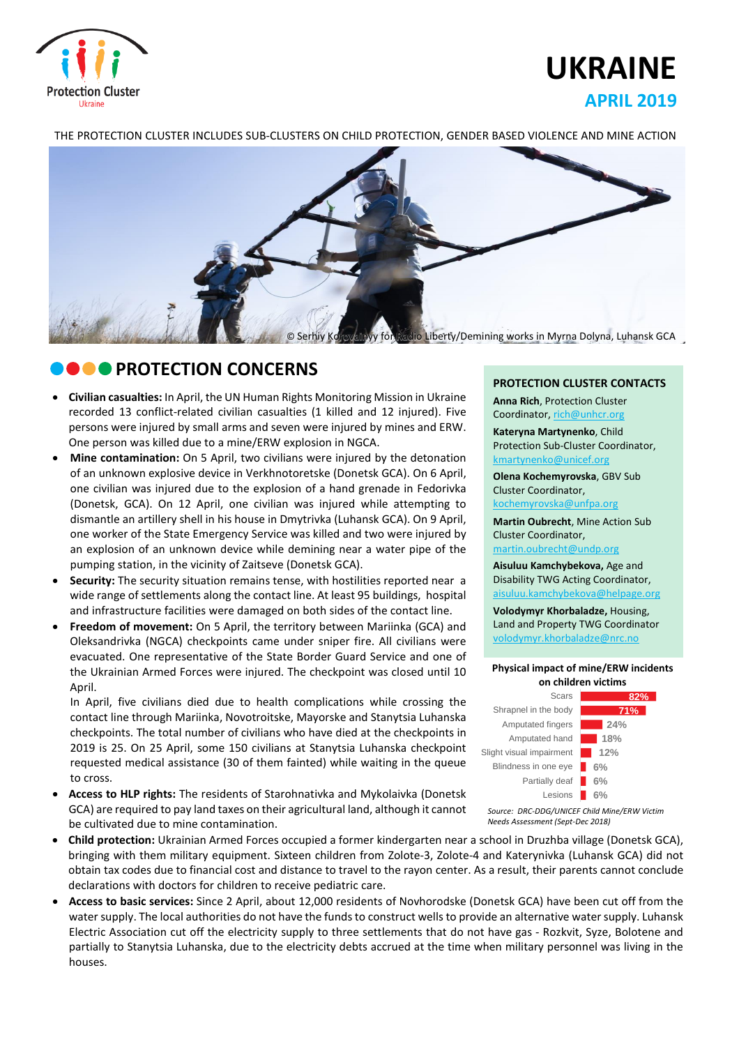# UKRAINE

## APRIL 2019

THE PROTECTION CLUSTER INCLUDES SUB-CLUSTERS ON CHILD PROTECTION, GENDER BASED VIOLENCE AND MINE ACTION

© Serhiy Korovainyy for Radio Liberty/Demining works in Myrna Dolyna, Luhansk GCA

## PROTECTION CONCERNS

- **Civilian casualties:** In April, the UN Human Rights Monitoring Mission in Ukraine recorded 13 conflict-related civilian casualties (1 killed and 12 injured). Five persons were injured by small arms and seven were injured by mines and ERW. One person was killed due to a mine/ERW explosion in NGCA.
- **Mine contamination:** On 5 April, two civilians were injured by the detonation of an unknown explosive device in Verkhnotoretske (Donetsk GCA). On 6 April, one civilian was injured due to the explosion of a hand grenade in Fedorivka (Donetsk, GCA). On 12 April, one civilian was injured while attempting to dismantle an artillery shell in his house in Dmytrivka (Luhansk GCA). On 9 April, one worker of the State Emergency Service was killed and two were injured by an explosion of an unknown device while demining near a water pipe of the pumping station, in the vicinity of Zaitseve (Donetsk GCA).
- **Security:** The security situation remains tense, with hostilities reported near a wide range of settlements along the contact line. At least 95 buildings, hospital and infrastructure facilities were damaged on both sides of the contact line.
- **Freedom of movement:** On 5 April, the territory between Mariinka (GCA) and Oleksandrivka (NGCA) checkpoints came under sniper fire. All civilians were evacuated. One representative of the State Border Guard Service and one of the Ukrainian Armed Forces were injured. The checkpoint was closed until 10 April.
  In April, five civilians died due to health complications while crossing the contact line through Mariinka, Novotroitske, Mayorske and Stanytsia Luhanska checkpoints. The total number of civilians who have died at the checkpoints in 2019 is 25. On 25 April, some 150 civilians at Stanytsia Luhanska checkpoint requested medical assistance (30 of them fainted) while waiting in the queue to cross.
- **Access to HLP rights:** The residents of Starohnativka and Mykolaivka (Donetsk GCA) are required to pay land taxes on their agricultural land, although it cannot be cultivated due to mine contamination.
- **Child protection:** Ukrainian Armed Forces occupied a former kindergarten near a school in Druzhba village (Donetsk GCA), bringing with them military equipment. Sixteen children from Zolote-3, Zolote-4 and Katerynivka (Luhansk GCA) did not obtain tax codes due to financial cost and distance to travel to the rayon center. As a result, their parents cannot conclude declarations with doctors for children to receive pediatric care.
- **Access to basic services:** Since 2 April, about 12,000 residents of Novhorodske (Donetsk GCA) have been cut off from the water supply. The local authorities do not have the funds to construct wells to provide an alternative water supply. Luhansk Electric Association cut off the electricity supply to three settlements that do not have gas - Rozkvit, Syze, Bolotene and partially to Stanytsia Luhanska, due to the electricity debts accrued at the time when military personnel was living in the houses.

### PROTECTION CLUSTER CONTACTS

**Anna Rich**, Protection Cluster Coordinator, rich@unhcr.org

**Kateryna Martynenko**, Child Protection Sub-Cluster Coordinator, kmartynenko@unicef.org

**Olena Kochemyrovska**, GBV Sub Cluster Coordinator, kochemyrovska@unfpa.org

**Martin Oubrecht**, Mine Action Sub Cluster Coordinator, martin.oubrecht@undp.org

**Aisuluu Kamchybekova,** Age and Disability TWG Acting Coordinator, aisuluu.kamchybekova@helpage.org

**Volodymyr Khorbaladze,** Housing, Land and Property TWG Coordinator volodymyr.khorbaladze@nrc.no

**Physical impact of mine/ERW incidents on children victims**

| Impact | % |
|---|---|
| Scars | 82% |
| Shrapnel in the body | 71% |
| Amputated fingers | 24% |
| Amputated hand | 18% |
| Slight visual impairment | 12% |
| Blindness in one eye | 6% |
| Partially deaf | 6% |
| Lesions | 6% |

*Source: DRC-DDG/UNICEF Child Mine/ERW Victim Needs Assessment (Sept-Dec 2018)*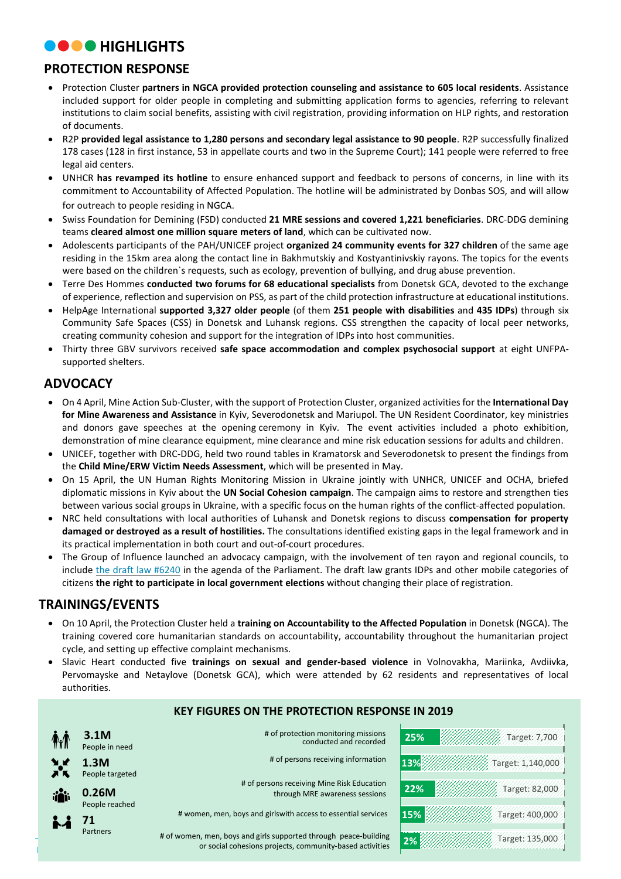# HIGHLIGHTS

## PROTECTION RESPONSE

- Protection Cluster **partners in NGCA provided protection counseling and assistance to 605 local residents**. Assistance included support for older people in completing and submitting application forms to agencies, referring to relevant institutions to claim social benefits, assisting with civil registration, providing information on HLP rights, and restoration of documents.
- R2P **provided legal assistance to 1,280 persons and secondary legal assistance to 90 people**. R2P successfully finalized 178 cases (128 in first instance, 53 in appellate courts and two in the Supreme Court); 141 people were referred to free legal aid centers.
- UNHCR **has revamped its hotline** to ensure enhanced support and feedback to persons of concerns, in line with its commitment to Accountability of Affected Population. The hotline will be administrated by Donbas SOS, and will allow for outreach to people residing in NGCA.
- Swiss Foundation for Demining (FSD) conducted **21 MRE sessions and covered 1,221 beneficiaries**. DRC-DDG demining teams **cleared almost one million square meters of land**, which can be cultivated now.
- Adolescents participants of the PAH/UNICEF project **organized 24 community events for 327 children** of the same age residing in the 15km area along the contact line in Bakhmutskiy and Kostyantinivskiy rayons. The topics for the events were based on the children`s requests, such as ecology, prevention of bullying, and drug abuse prevention.
- Terre Des Hommes **conducted two forums for 68 educational specialists** from Donetsk GCA, devoted to the exchange of experience, reflection and supervision on PSS, as part of the child protection infrastructure at educational institutions.
- HelpAge International **supported 3,327 older people** (of them **251 people with disabilities** and **435 IDPs**) through six Community Safe Spaces (CSS) in Donetsk and Luhansk regions. CSS strengthen the capacity of local peer networks, creating community cohesion and support for the integration of IDPs into host communities.
- Thirty three GBV survivors received **safe space accommodation and complex psychosocial support** at eight UNFPA-supported shelters.

## ADVOCACY

- On 4 April, Mine Action Sub-Cluster, with the support of Protection Cluster, organized activities for the **International Day for Mine Awareness and Assistance** in Kyiv, Severodonetsk and Mariupol. The UN Resident Coordinator, key ministries and donors gave speeches at the opening ceremony in Kyiv. The event activities included a photo exhibition, demonstration of mine clearance equipment, mine clearance and mine risk education sessions for adults and children.
- UNICEF, together with DRC-DDG, held two round tables in Kramatorsk and Severodonetsk to present the findings from the **Child Mine/ERW Victim Needs Assessment**, which will be presented in May.
- On 15 April, the UN Human Rights Monitoring Mission in Ukraine jointly with UNHCR, UNICEF and OCHA, briefed diplomatic missions in Kyiv about the **UN Social Cohesion campaign**. The campaign aims to restore and strengthen ties between various social groups in Ukraine, with a specific focus on the human rights of the conflict-affected population.
- NRC held consultations with local authorities of Luhansk and Donetsk regions to discuss **compensation for property damaged or destroyed as a result of hostilities.** The consultations identified existing gaps in the legal framework and in its practical implementation in both court and out-of-court procedures.
- The Group of Influence launched an advocacy campaign, with the involvement of ten rayon and regional councils, to include the draft law #6240 in the agenda of the Parliament. The draft law grants IDPs and other mobile categories of citizens **the right to participate in local government elections** without changing their place of registration.

## TRAININGS/EVENTS

- On 10 April, the Protection Cluster held a **training on Accountability to the Affected Population** in Donetsk (NGCA). The training covered core humanitarian standards on accountability, accountability throughout the humanitarian project cycle, and setting up effective complaint mechanisms.
- Slavic Heart conducted five **trainings on sexual and gender-based violence** in Volnovakha, Mariinka, Avdiivka, Pervomayske and Netaylove (Donetsk GCA), which were attended by 62 residents and representatives of local authorities.

## KEY FIGURES ON THE PROTECTION RESPONSE IN 2019

**3.1M** People in need

**1.3M** People targeted

**0.26M** People reached

**71** Partners

# of protection monitoring missions conducted and recorded
25%
Target: 7,700

# of persons receiving information
13%
Target: 1,140,000

# of persons receiving Mine Risk Education through MRE awareness sessions
22%
Target: 82,000

# women, men, boys and girlswith access to essential services
15%
Target: 400,000

# of women, men, boys and girls supported through peace-building or social cohesions projects, community-based activities
2%
Target: 135,000